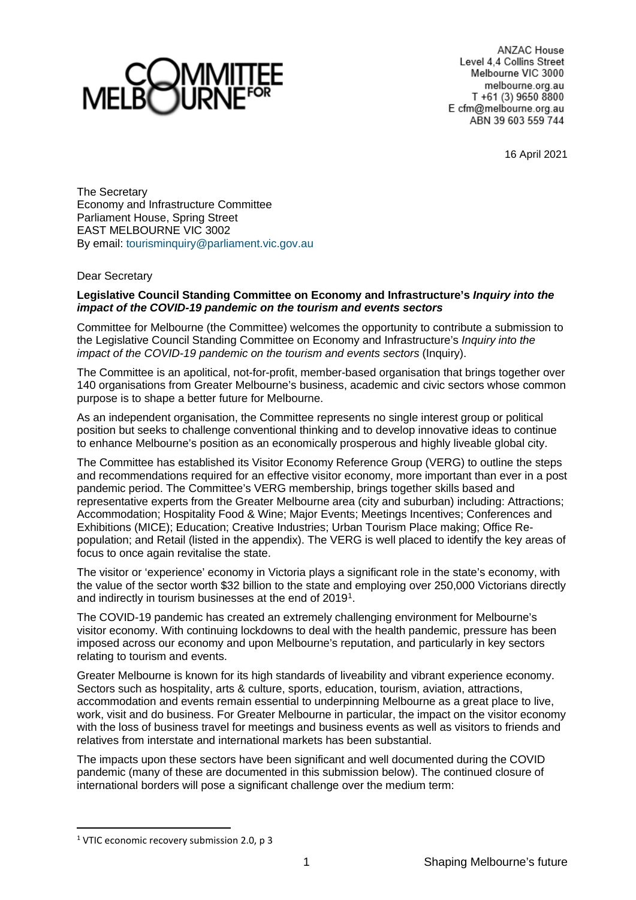ANZAC House
Level 4,4 Collins Street
Melbourne VIC 3000
melbourne.org.au
T +61 (3) 9650 8800
E cfm@melbourne.org.au
ABN 39 603 559 744

16 April 2021

The Secretary
Economy and Infrastructure Committee
Parliament House, Spring Street
EAST MELBOURNE VIC 3002
By email: tourisminquiry@parliament.vic.gov.au

Dear Secretary

**Legislative Council Standing Committee on Economy and Infrastructure's *Inquiry into the impact of the COVID-19 pandemic on the tourism and events sectors***

Committee for Melbourne (the Committee) welcomes the opportunity to contribute a submission to the Legislative Council Standing Committee on Economy and Infrastructure's *Inquiry into the impact of the COVID-19 pandemic on the tourism and events sectors* (Inquiry).

The Committee is an apolitical, not-for-profit, member-based organisation that brings together over 140 organisations from Greater Melbourne's business, academic and civic sectors whose common purpose is to shape a better future for Melbourne.

As an independent organisation, the Committee represents no single interest group or political position but seeks to challenge conventional thinking and to develop innovative ideas to continue to enhance Melbourne's position as an economically prosperous and highly liveable global city.

The Committee has established its Visitor Economy Reference Group (VERG) to outline the steps and recommendations required for an effective visitor economy, more important than ever in a post pandemic period. The Committee's VERG membership, brings together skills based and representative experts from the Greater Melbourne area (city and suburban) including: Attractions; Accommodation; Hospitality Food & Wine; Major Events; Meetings Incentives; Conferences and Exhibitions (MICE); Education; Creative Industries; Urban Tourism Place making; Office Re-population; and Retail (listed in the appendix). The VERG is well placed to identify the key areas of focus to once again revitalise the state.

The visitor or 'experience' economy in Victoria plays a significant role in the state's economy, with the value of the sector worth $32 billion to the state and employing over 250,000 Victorians directly and indirectly in tourism businesses at the end of 2019[1].

The COVID-19 pandemic has created an extremely challenging environment for Melbourne's visitor economy. With continuing lockdowns to deal with the health pandemic, pressure has been imposed across our economy and upon Melbourne's reputation, and particularly in key sectors relating to tourism and events.

Greater Melbourne is known for its high standards of liveability and vibrant experience economy. Sectors such as hospitality, arts & culture, sports, education, tourism, aviation, attractions, accommodation and events remain essential to underpinning Melbourne as a great place to live, work, visit and do business. For Greater Melbourne in particular, the impact on the visitor economy with the loss of business travel for meetings and business events as well as visitors to friends and relatives from interstate and international markets has been substantial.

The impacts upon these sectors have been significant and well documented during the COVID pandemic (many of these are documented in this submission below). The continued closure of international borders will pose a significant challenge over the medium term:

[1] VTIC economic recovery submission 2.0, p 3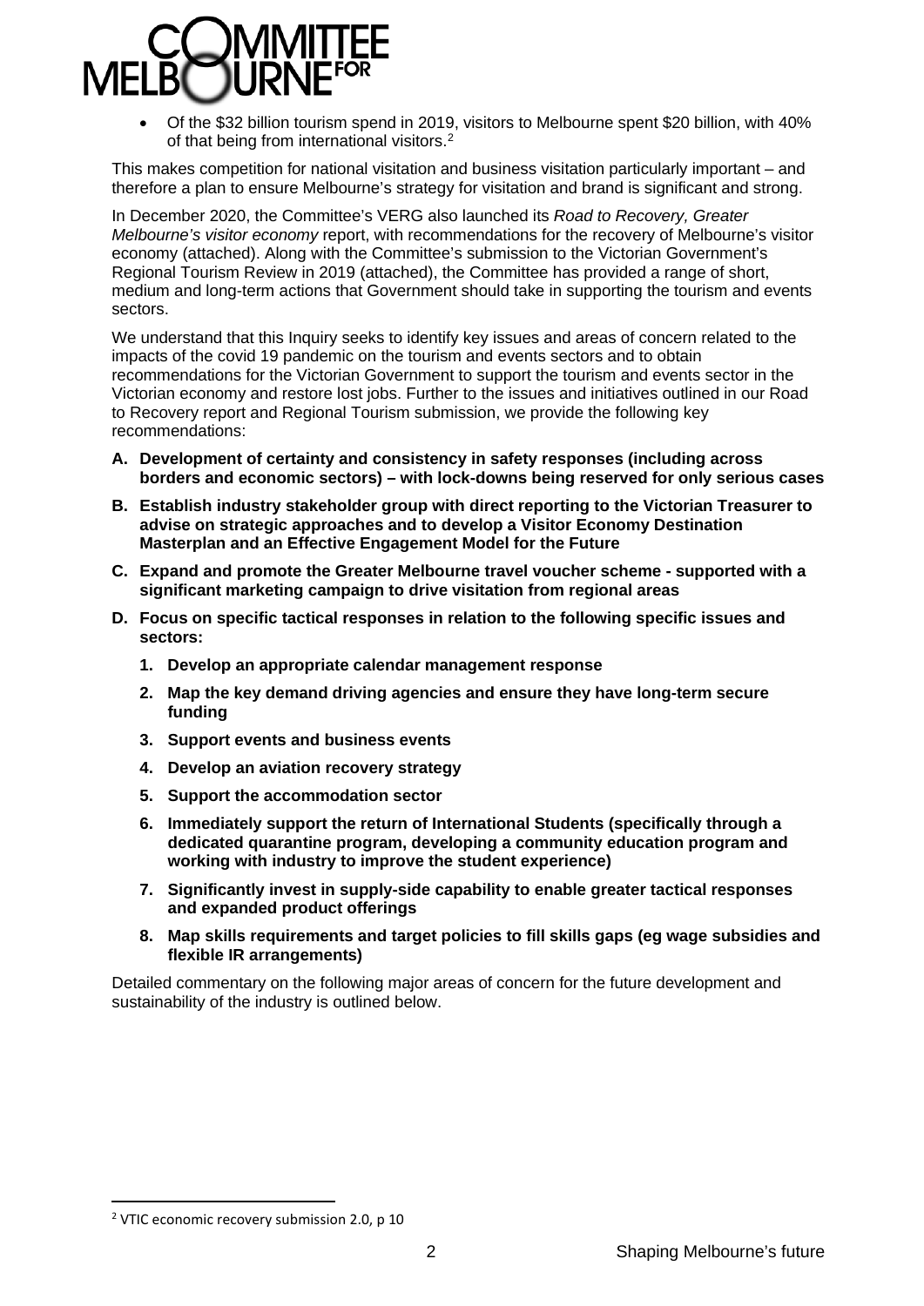- Of the $32 billion tourism spend in 2019, visitors to Melbourne spent $20 billion, with 40% of that being from international visitors.[2]

This makes competition for national visitation and business visitation particularly important – and therefore a plan to ensure Melbourne's strategy for visitation and brand is significant and strong.

In December 2020, the Committee's VERG also launched its *Road to Recovery, Greater Melbourne's visitor economy* report, with recommendations for the recovery of Melbourne's visitor economy (attached). Along with the Committee's submission to the Victorian Government's Regional Tourism Review in 2019 (attached), the Committee has provided a range of short, medium and long-term actions that Government should take in supporting the tourism and events sectors.

We understand that this Inquiry seeks to identify key issues and areas of concern related to the impacts of the covid 19 pandemic on the tourism and events sectors and to obtain recommendations for the Victorian Government to support the tourism and events sector in the Victorian economy and restore lost jobs. Further to the issues and initiatives outlined in our Road to Recovery report and Regional Tourism submission, we provide the following key recommendations:

**A. Development of certainty and consistency in safety responses (including across borders and economic sectors) – with lock-downs being reserved for only serious cases**

**B. Establish industry stakeholder group with direct reporting to the Victorian Treasurer to advise on strategic approaches and to develop a Visitor Economy Destination Masterplan and an Effective Engagement Model for the Future**

**C. Expand and promote the Greater Melbourne travel voucher scheme - supported with a significant marketing campaign to drive visitation from regional areas**

**D. Focus on specific tactical responses in relation to the following specific issues and sectors:**

1. **Develop an appropriate calendar management response**
2. **Map the key demand driving agencies and ensure they have long-term secure funding**
3. **Support events and business events**
4. **Develop an aviation recovery strategy**
5. **Support the accommodation sector**
6. **Immediately support the return of International Students (specifically through a dedicated quarantine program, developing a community education program and working with industry to improve the student experience)**
7. **Significantly invest in supply-side capability to enable greater tactical responses and expanded product offerings**
8. **Map skills requirements and target policies to fill skills gaps (eg wage subsidies and flexible IR arrangements)**

Detailed commentary on the following major areas of concern for the future development and sustainability of the industry is outlined below.

[2] VTIC economic recovery submission 2.0, p 10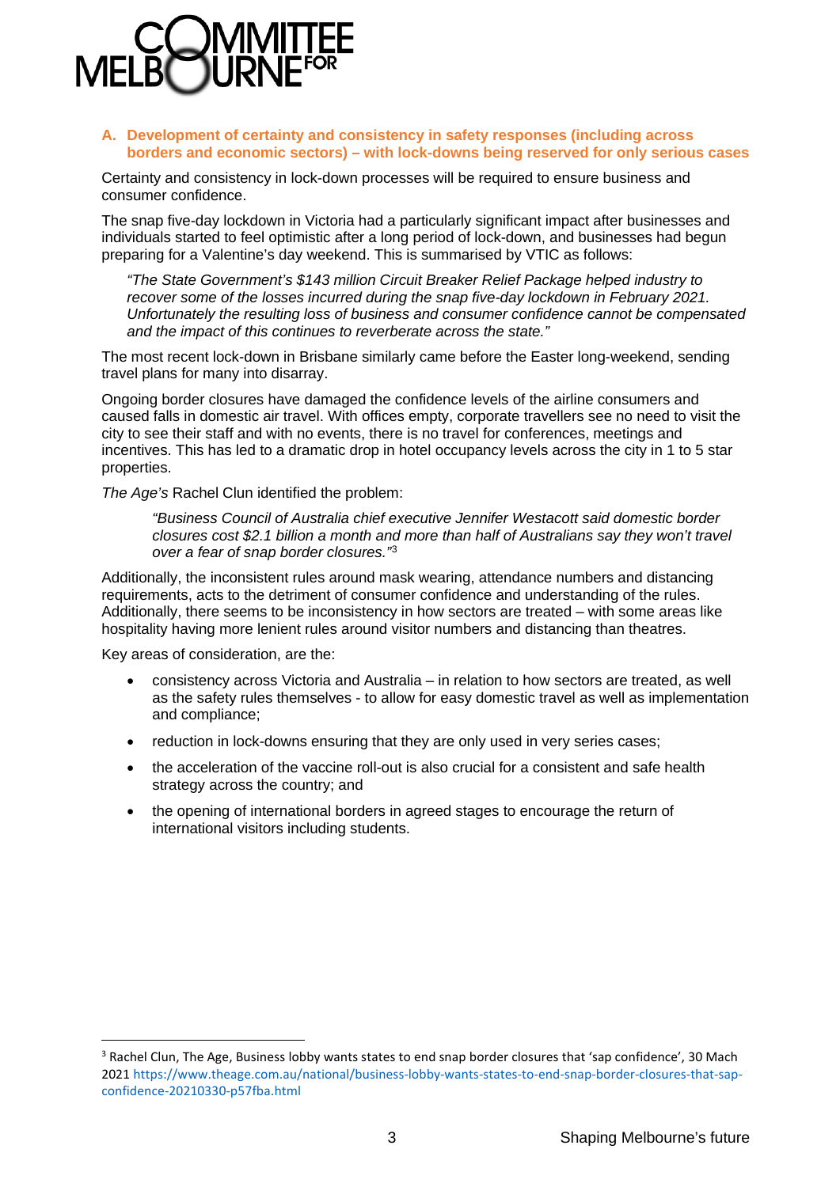### A. Development of certainty and consistency in safety responses (including across borders and economic sectors) – with lock-downs being reserved for only serious cases

Certainty and consistency in lock-down processes will be required to ensure business and consumer confidence.

The snap five-day lockdown in Victoria had a particularly significant impact after businesses and individuals started to feel optimistic after a long period of lock-down, and businesses had begun preparing for a Valentine's day weekend. This is summarised by VTIC as follows:

> *"The State Government's $143 million Circuit Breaker Relief Package helped industry to recover some of the losses incurred during the snap five-day lockdown in February 2021. Unfortunately the resulting loss of business and consumer confidence cannot be compensated and the impact of this continues to reverberate across the state."*

The most recent lock-down in Brisbane similarly came before the Easter long-weekend, sending travel plans for many into disarray.

Ongoing border closures have damaged the confidence levels of the airline consumers and caused falls in domestic air travel. With offices empty, corporate travellers see no need to visit the city to see their staff and with no events, there is no travel for conferences, meetings and incentives. This has led to a dramatic drop in hotel occupancy levels across the city in 1 to 5 star properties.

*The Age's* Rachel Clun identified the problem:

> *"Business Council of Australia chief executive Jennifer Westacott said domestic border closures cost $2.1 billion a month and more than half of Australians say they won't travel over a fear of snap border closures."*[3]

Additionally, the inconsistent rules around mask wearing, attendance numbers and distancing requirements, acts to the detriment of consumer confidence and understanding of the rules. Additionally, there seems to be inconsistency in how sectors are treated – with some areas like hospitality having more lenient rules around visitor numbers and distancing than theatres.

Key areas of consideration, are the:

- consistency across Victoria and Australia – in relation to how sectors are treated, as well as the safety rules themselves - to allow for easy domestic travel as well as implementation and compliance;
- reduction in lock-downs ensuring that they are only used in very series cases;
- the acceleration of the vaccine roll-out is also crucial for a consistent and safe health strategy across the country; and
- the opening of international borders in agreed stages to encourage the return of international visitors including students.

---

[3] Rachel Clun, The Age, Business lobby wants states to end snap border closures that 'sap confidence', 30 Mach 2021 https://www.theage.com.au/national/business-lobby-wants-states-to-end-snap-border-closures-that-sap-confidence-20210330-p57fba.html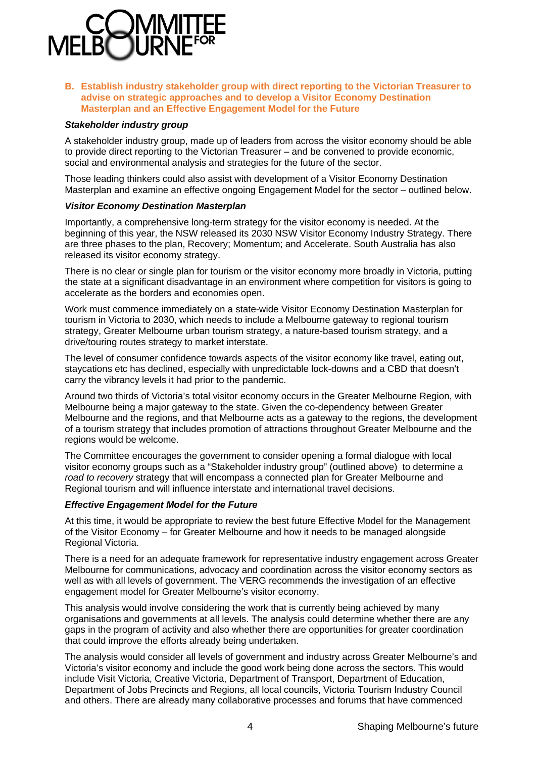### B. Establish industry stakeholder group with direct reporting to the Victorian Treasurer to advise on strategic approaches and to develop a Visitor Economy Destination Masterplan and an Effective Engagement Model for the Future

***Stakeholder industry group***

A stakeholder industry group, made up of leaders from across the visitor economy should be able to provide direct reporting to the Victorian Treasurer – and be convened to provide economic, social and environmental analysis and strategies for the future of the sector.

Those leading thinkers could also assist with development of a Visitor Economy Destination Masterplan and examine an effective ongoing Engagement Model for the sector – outlined below.

***Visitor Economy Destination Masterplan***

Importantly, a comprehensive long-term strategy for the visitor economy is needed. At the beginning of this year, the NSW released its 2030 NSW Visitor Economy Industry Strategy. There are three phases to the plan, Recovery; Momentum; and Accelerate. South Australia has also released its visitor economy strategy.

There is no clear or single plan for tourism or the visitor economy more broadly in Victoria, putting the state at a significant disadvantage in an environment where competition for visitors is going to accelerate as the borders and economies open.

Work must commence immediately on a state-wide Visitor Economy Destination Masterplan for tourism in Victoria to 2030, which needs to include a Melbourne gateway to regional tourism strategy, Greater Melbourne urban tourism strategy, a nature-based tourism strategy, and a drive/touring routes strategy to market interstate.

The level of consumer confidence towards aspects of the visitor economy like travel, eating out, staycations etc has declined, especially with unpredictable lock-downs and a CBD that doesn't carry the vibrancy levels it had prior to the pandemic.

Around two thirds of Victoria's total visitor economy occurs in the Greater Melbourne Region, with Melbourne being a major gateway to the state. Given the co-dependency between Greater Melbourne and the regions, and that Melbourne acts as a gateway to the regions, the development of a tourism strategy that includes promotion of attractions throughout Greater Melbourne and the regions would be welcome.

The Committee encourages the government to consider opening a formal dialogue with local visitor economy groups such as a "Stakeholder industry group" (outlined above) to determine a *road to recovery* strategy that will encompass a connected plan for Greater Melbourne and Regional tourism and will influence interstate and international travel decisions.

***Effective Engagement Model for the Future***

At this time, it would be appropriate to review the best future Effective Model for the Management of the Visitor Economy – for Greater Melbourne and how it needs to be managed alongside Regional Victoria.

There is a need for an adequate framework for representative industry engagement across Greater Melbourne for communications, advocacy and coordination across the visitor economy sectors as well as with all levels of government. The VERG recommends the investigation of an effective engagement model for Greater Melbourne's visitor economy.

This analysis would involve considering the work that is currently being achieved by many organisations and governments at all levels. The analysis could determine whether there are any gaps in the program of activity and also whether there are opportunities for greater coordination that could improve the efforts already being undertaken.

The analysis would consider all levels of government and industry across Greater Melbourne's and Victoria's visitor economy and include the good work being done across the sectors. This would include Visit Victoria, Creative Victoria, Department of Transport, Department of Education, Department of Jobs Precincts and Regions, all local councils, Victoria Tourism Industry Council and others. There are already many collaborative processes and forums that have commenced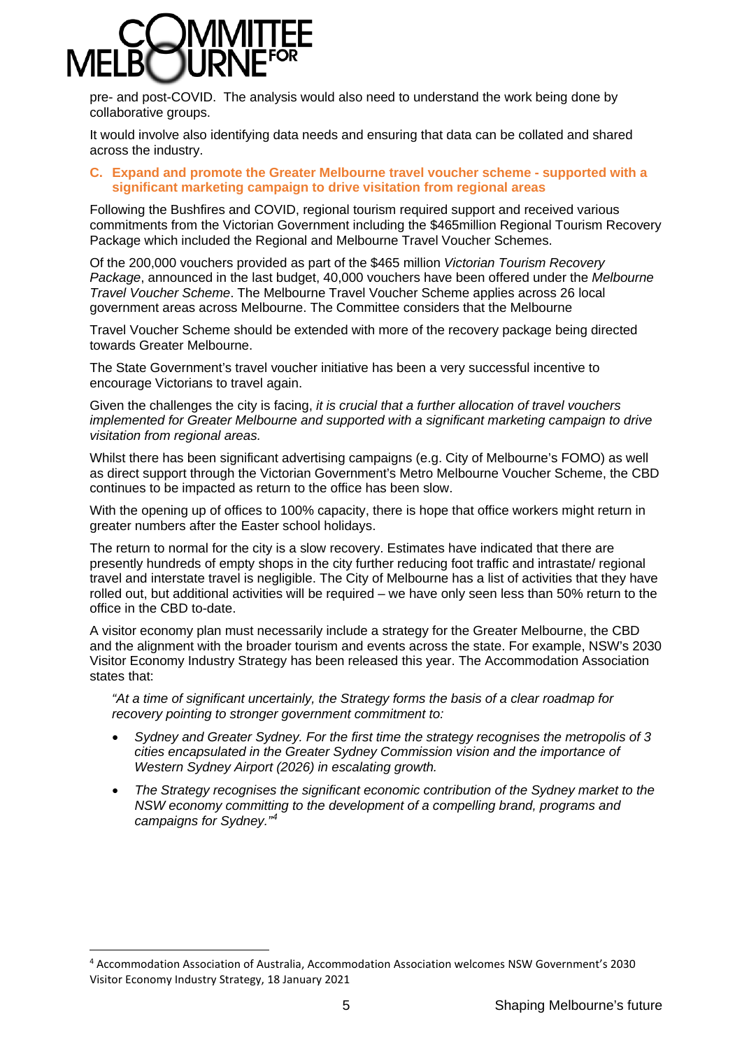pre- and post-COVID. The analysis would also need to understand the work being done by collaborative groups.

It would involve also identifying data needs and ensuring that data can be collated and shared across the industry.

### C. Expand and promote the Greater Melbourne travel voucher scheme - supported with a significant marketing campaign to drive visitation from regional areas

Following the Bushfires and COVID, regional tourism required support and received various commitments from the Victorian Government including the $465million Regional Tourism Recovery Package which included the Regional and Melbourne Travel Voucher Schemes.

Of the 200,000 vouchers provided as part of the $465 million *Victorian Tourism Recovery Package*, announced in the last budget, 40,000 vouchers have been offered under the *Melbourne Travel Voucher Scheme*. The Melbourne Travel Voucher Scheme applies across 26 local government areas across Melbourne. The Committee considers that the Melbourne

Travel Voucher Scheme should be extended with more of the recovery package being directed towards Greater Melbourne.

The State Government's travel voucher initiative has been a very successful incentive to encourage Victorians to travel again.

Given the challenges the city is facing, *it is crucial that a further allocation of travel vouchers implemented for Greater Melbourne and supported with a significant marketing campaign to drive visitation from regional areas.*

Whilst there has been significant advertising campaigns (e.g. City of Melbourne's FOMO) as well as direct support through the Victorian Government's Metro Melbourne Voucher Scheme, the CBD continues to be impacted as return to the office has been slow.

With the opening up of offices to 100% capacity, there is hope that office workers might return in greater numbers after the Easter school holidays.

The return to normal for the city is a slow recovery. Estimates have indicated that there are presently hundreds of empty shops in the city further reducing foot traffic and intrastate/ regional travel and interstate travel is negligible. The City of Melbourne has a list of activities that they have rolled out, but additional activities will be required – we have only seen less than 50% return to the office in the CBD to-date.

A visitor economy plan must necessarily include a strategy for the Greater Melbourne, the CBD and the alignment with the broader tourism and events across the state. For example, NSW's 2030 Visitor Economy Industry Strategy has been released this year. The Accommodation Association states that:

> *"At a time of significant uncertainly, the Strategy forms the basis of a clear roadmap for recovery pointing to stronger government commitment to:*
>
> - *Sydney and Greater Sydney. For the first time the strategy recognises the metropolis of 3 cities encapsulated in the Greater Sydney Commission vision and the importance of Western Sydney Airport (2026) in escalating growth.*
> - *The Strategy recognises the significant economic contribution of the Sydney market to the NSW economy committing to the development of a compelling brand, programs and campaigns for Sydney."*[4]

[4] Accommodation Association of Australia, Accommodation Association welcomes NSW Government's 2030 Visitor Economy Industry Strategy, 18 January 2021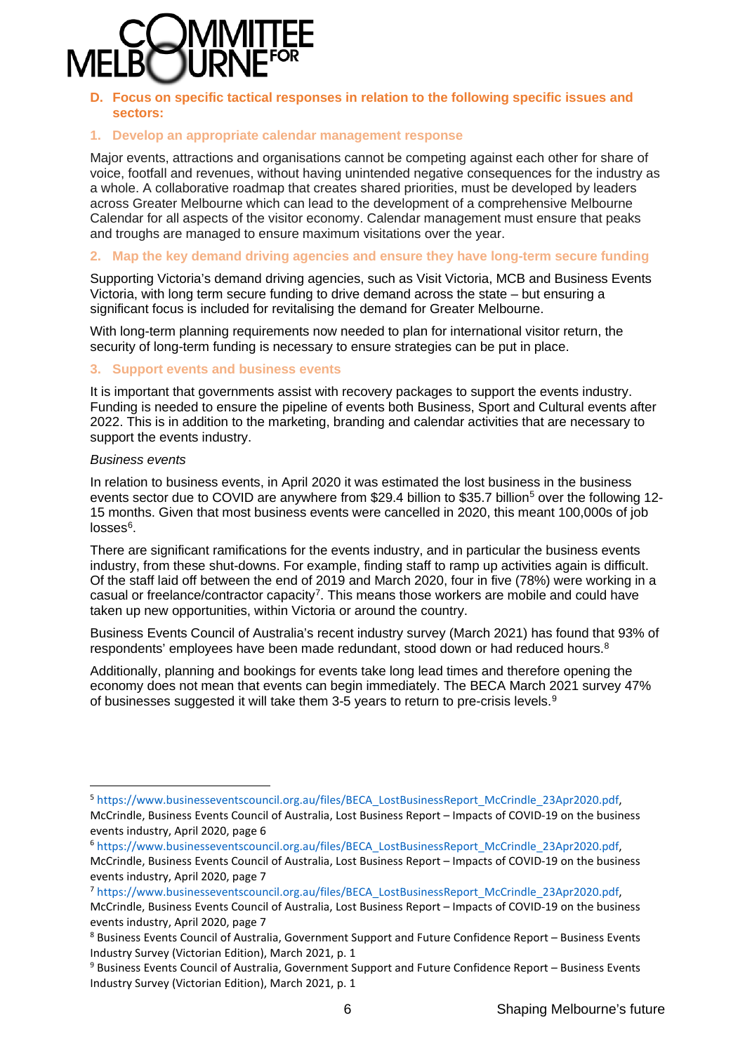## D. Focus on specific tactical responses in relation to the following specific issues and sectors:

### 1. Develop an appropriate calendar management response

Major events, attractions and organisations cannot be competing against each other for share of voice, footfall and revenues, without having unintended negative consequences for the industry as a whole. A collaborative roadmap that creates shared priorities, must be developed by leaders across Greater Melbourne which can lead to the development of a comprehensive Melbourne Calendar for all aspects of the visitor economy. Calendar management must ensure that peaks and troughs are managed to ensure maximum visitations over the year.

### 2. Map the key demand driving agencies and ensure they have long-term secure funding

Supporting Victoria's demand driving agencies, such as Visit Victoria, MCB and Business Events Victoria, with long term secure funding to drive demand across the state – but ensuring a significant focus is included for revitalising the demand for Greater Melbourne.

With long-term planning requirements now needed to plan for international visitor return, the security of long-term funding is necessary to ensure strategies can be put in place.

### 3. Support events and business events

It is important that governments assist with recovery packages to support the events industry. Funding is needed to ensure the pipeline of events both Business, Sport and Cultural events after 2022. This is in addition to the marketing, branding and calendar activities that are necessary to support the events industry.

*Business events*

In relation to business events, in April 2020 it was estimated the lost business in the business events sector due to COVID are anywhere from $29.4 billion to $35.7 billion[5] over the following 12-15 months. Given that most business events were cancelled in 2020, this meant 100,000s of job losses[6].

There are significant ramifications for the events industry, and in particular the business events industry, from these shut-downs. For example, finding staff to ramp up activities again is difficult. Of the staff laid off between the end of 2019 and March 2020, four in five (78%) were working in a casual or freelance/contractor capacity[7]. This means those workers are mobile and could have taken up new opportunities, within Victoria or around the country.

Business Events Council of Australia's recent industry survey (March 2021) has found that 93% of respondents' employees have been made redundant, stood down or had reduced hours.[8]

Additionally, planning and bookings for events take long lead times and therefore opening the economy does not mean that events can begin immediately. The BECA March 2021 survey 47% of businesses suggested it will take them 3-5 years to return to pre-crisis levels.[9]

---

[5] https://www.businesseventscouncil.org.au/files/BECA_LostBusinessReport_McCrindle_23Apr2020.pdf, McCrindle, Business Events Council of Australia, Lost Business Report – Impacts of COVID-19 on the business events industry, April 2020, page 6

[6] https://www.businesseventscouncil.org.au/files/BECA_LostBusinessReport_McCrindle_23Apr2020.pdf, McCrindle, Business Events Council of Australia, Lost Business Report – Impacts of COVID-19 on the business events industry, April 2020, page 7

[7] https://www.businesseventscouncil.org.au/files/BECA_LostBusinessReport_McCrindle_23Apr2020.pdf, McCrindle, Business Events Council of Australia, Lost Business Report – Impacts of COVID-19 on the business events industry, April 2020, page 7

[8] Business Events Council of Australia, Government Support and Future Confidence Report – Business Events Industry Survey (Victorian Edition), March 2021, p. 1

[9] Business Events Council of Australia, Government Support and Future Confidence Report – Business Events Industry Survey (Victorian Edition), March 2021, p. 1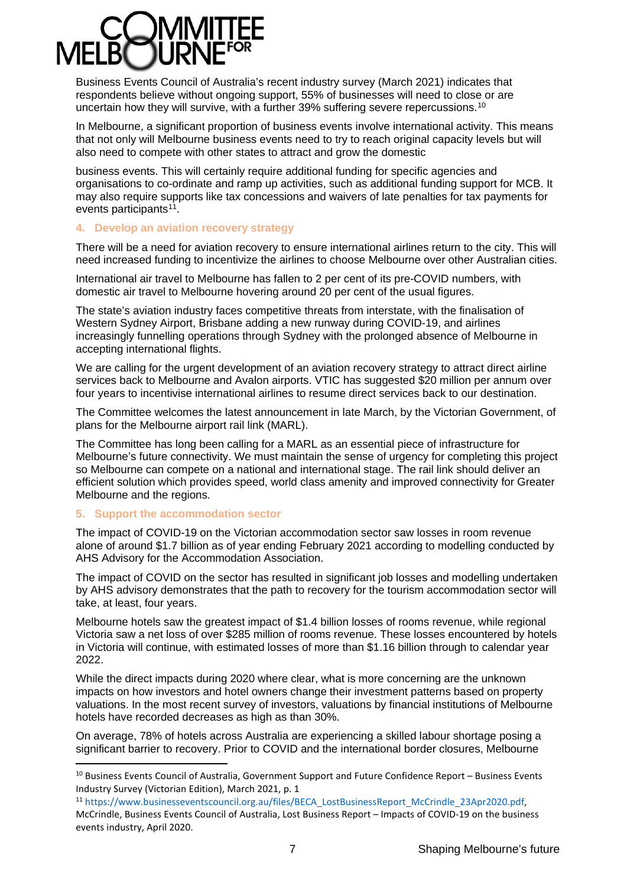Business Events Council of Australia's recent industry survey (March 2021) indicates that respondents believe without ongoing support, 55% of businesses will need to close or are uncertain how they will survive, with a further 39% suffering severe repercussions.[10]

In Melbourne, a significant proportion of business events involve international activity. This means that not only will Melbourne business events need to try to reach original capacity levels but will also need to compete with other states to attract and grow the domestic

business events. This will certainly require additional funding for specific agencies and organisations to co-ordinate and ramp up activities, such as additional funding support for MCB. It may also require supports like tax concessions and waivers of late penalties for tax payments for events participants[11].

### 4. Develop an aviation recovery strategy

There will be a need for aviation recovery to ensure international airlines return to the city. This will need increased funding to incentivize the airlines to choose Melbourne over other Australian cities.

International air travel to Melbourne has fallen to 2 per cent of its pre-COVID numbers, with domestic air travel to Melbourne hovering around 20 per cent of the usual figures.

The state's aviation industry faces competitive threats from interstate, with the finalisation of Western Sydney Airport, Brisbane adding a new runway during COVID-19, and airlines increasingly funnelling operations through Sydney with the prolonged absence of Melbourne in accepting international flights.

We are calling for the urgent development of an aviation recovery strategy to attract direct airline services back to Melbourne and Avalon airports. VTIC has suggested $20 million per annum over four years to incentivise international airlines to resume direct services back to our destination.

The Committee welcomes the latest announcement in late March, by the Victorian Government, of plans for the Melbourne airport rail link (MARL).

The Committee has long been calling for a MARL as an essential piece of infrastructure for Melbourne's future connectivity. We must maintain the sense of urgency for completing this project so Melbourne can compete on a national and international stage. The rail link should deliver an efficient solution which provides speed, world class amenity and improved connectivity for Greater Melbourne and the regions.

### 5. Support the accommodation sector

The impact of COVID-19 on the Victorian accommodation sector saw losses in room revenue alone of around $1.7 billion as of year ending February 2021 according to modelling conducted by AHS Advisory for the Accommodation Association.

The impact of COVID on the sector has resulted in significant job losses and modelling undertaken by AHS advisory demonstrates that the path to recovery for the tourism accommodation sector will take, at least, four years.

Melbourne hotels saw the greatest impact of $1.4 billion losses of rooms revenue, while regional Victoria saw a net loss of over $285 million of rooms revenue. These losses encountered by hotels in Victoria will continue, with estimated losses of more than $1.16 billion through to calendar year 2022.

While the direct impacts during 2020 where clear, what is more concerning are the unknown impacts on how investors and hotel owners change their investment patterns based on property valuations. In the most recent survey of investors, valuations by financial institutions of Melbourne hotels have recorded decreases as high as than 30%.

On average, 78% of hotels across Australia are experiencing a skilled labour shortage posing a significant barrier to recovery. Prior to COVID and the international border closures, Melbourne

---

[10] Business Events Council of Australia, Government Support and Future Confidence Report – Business Events Industry Survey (Victorian Edition), March 2021, p. 1

[11] https://www.businesseventscouncil.org.au/files/BECA_LostBusinessReport_McCrindle_23Apr2020.pdf, McCrindle, Business Events Council of Australia, Lost Business Report – Impacts of COVID-19 on the business events industry, April 2020.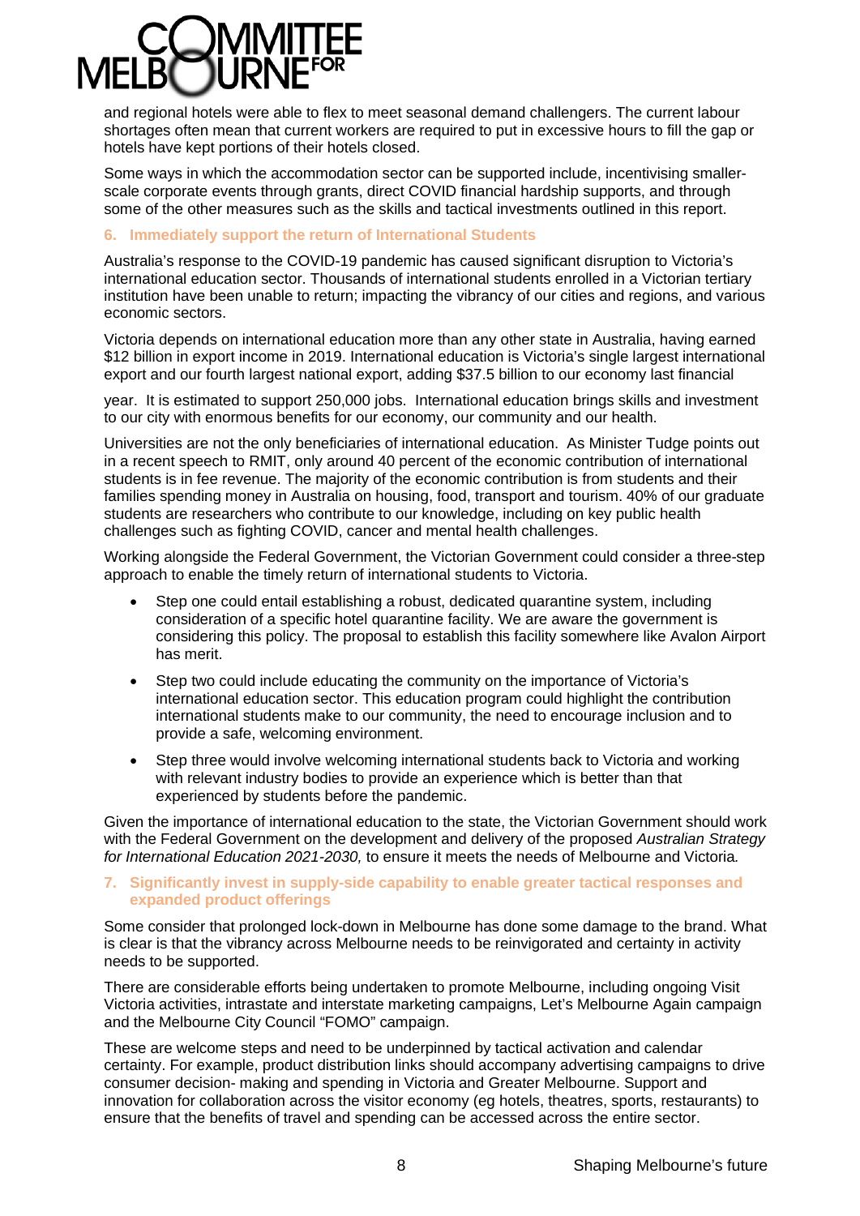and regional hotels were able to flex to meet seasonal demand challengers. The current labour shortages often mean that current workers are required to put in excessive hours to fill the gap or hotels have kept portions of their hotels closed.

Some ways in which the accommodation sector can be supported include, incentivising smaller-scale corporate events through grants, direct COVID financial hardship supports, and through some of the other measures such as the skills and tactical investments outlined in this report.

### 6. Immediately support the return of International Students

Australia's response to the COVID-19 pandemic has caused significant disruption to Victoria's international education sector. Thousands of international students enrolled in a Victorian tertiary institution have been unable to return; impacting the vibrancy of our cities and regions, and various economic sectors.

Victoria depends on international education more than any other state in Australia, having earned $12 billion in export income in 2019. International education is Victoria's single largest international export and our fourth largest national export, adding $37.5 billion to our economy last financial year. It is estimated to support 250,000 jobs. International education brings skills and investment to our city with enormous benefits for our economy, our community and our health.

Universities are not the only beneficiaries of international education. As Minister Tudge points out in a recent speech to RMIT, only around 40 percent of the economic contribution of international students is in fee revenue. The majority of the economic contribution is from students and their families spending money in Australia on housing, food, transport and tourism. 40% of our graduate students are researchers who contribute to our knowledge, including on key public health challenges such as fighting COVID, cancer and mental health challenges.

Working alongside the Federal Government, the Victorian Government could consider a three-step approach to enable the timely return of international students to Victoria.

- Step one could entail establishing a robust, dedicated quarantine system, including consideration of a specific hotel quarantine facility. We are aware the government is considering this policy. The proposal to establish this facility somewhere like Avalon Airport has merit.
- Step two could include educating the community on the importance of Victoria's international education sector. This education program could highlight the contribution international students make to our community, the need to encourage inclusion and to provide a safe, welcoming environment.
- Step three would involve welcoming international students back to Victoria and working with relevant industry bodies to provide an experience which is better than that experienced by students before the pandemic.

Given the importance of international education to the state, the Victorian Government should work with the Federal Government on the development and delivery of the proposed *Australian Strategy for International Education 2021-2030,* to ensure it meets the needs of Melbourne and Victoria*.*

### 7. Significantly invest in supply-side capability to enable greater tactical responses and expanded product offerings

Some consider that prolonged lock-down in Melbourne has done some damage to the brand. What is clear is that the vibrancy across Melbourne needs to be reinvigorated and certainty in activity needs to be supported.

There are considerable efforts being undertaken to promote Melbourne, including ongoing Visit Victoria activities, intrastate and interstate marketing campaigns, Let's Melbourne Again campaign and the Melbourne City Council "FOMO" campaign.

These are welcome steps and need to be underpinned by tactical activation and calendar certainty. For example, product distribution links should accompany advertising campaigns to drive consumer decision- making and spending in Victoria and Greater Melbourne. Support and innovation for collaboration across the visitor economy (eg hotels, theatres, sports, restaurants) to ensure that the benefits of travel and spending can be accessed across the entire sector.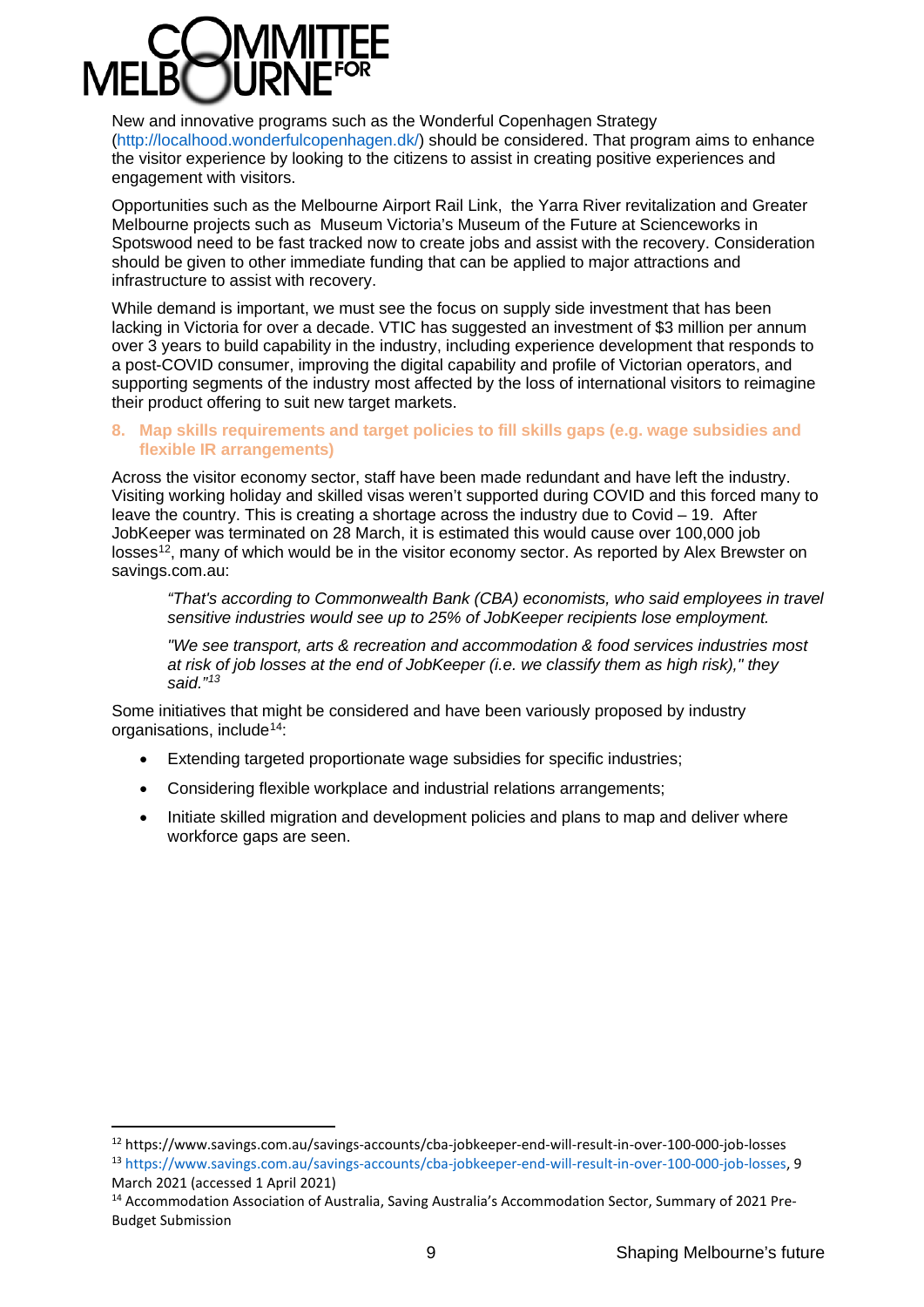New and innovative programs such as the Wonderful Copenhagen Strategy (http://localhood.wonderfulcopenhagen.dk/) should be considered. That program aims to enhance the visitor experience by looking to the citizens to assist in creating positive experiences and engagement with visitors.

Opportunities such as the Melbourne Airport Rail Link, the Yarra River revitalization and Greater Melbourne projects such as Museum Victoria's Museum of the Future at Scienceworks in Spotswood need to be fast tracked now to create jobs and assist with the recovery. Consideration should be given to other immediate funding that can be applied to major attractions and infrastructure to assist with recovery.

While demand is important, we must see the focus on supply side investment that has been lacking in Victoria for over a decade. VTIC has suggested an investment of $3 million per annum over 3 years to build capability in the industry, including experience development that responds to a post-COVID consumer, improving the digital capability and profile of Victorian operators, and supporting segments of the industry most affected by the loss of international visitors to reimagine their product offering to suit new target markets.

### 8. Map skills requirements and target policies to fill skills gaps (e.g. wage subsidies and flexible IR arrangements)

Across the visitor economy sector, staff have been made redundant and have left the industry. Visiting working holiday and skilled visas weren't supported during COVID and this forced many to leave the country. This is creating a shortage across the industry due to Covid – 19. After JobKeeper was terminated on 28 March, it is estimated this would cause over 100,000 job losses[12], many of which would be in the visitor economy sector. As reported by Alex Brewster on savings.com.au:

> *"That's according to Commonwealth Bank (CBA) economists, who said employees in travel sensitive industries would see up to 25% of JobKeeper recipients lose employment.*
>
> *"We see transport, arts & recreation and accommodation & food services industries most at risk of job losses at the end of JobKeeper (i.e. we classify them as high risk)," they said."*[13]

Some initiatives that might be considered and have been variously proposed by industry organisations, include[14]:

- Extending targeted proportionate wage subsidies for specific industries;
- Considering flexible workplace and industrial relations arrangements;
- Initiate skilled migration and development policies and plans to map and deliver where workforce gaps are seen.

---

[12] https://www.savings.com.au/savings-accounts/cba-jobkeeper-end-will-result-in-over-100-000-job-losses

[13] https://www.savings.com.au/savings-accounts/cba-jobkeeper-end-will-result-in-over-100-000-job-losses, 9 March 2021 (accessed 1 April 2021)

[14] Accommodation Association of Australia, Saving Australia's Accommodation Sector, Summary of 2021 Pre-Budget Submission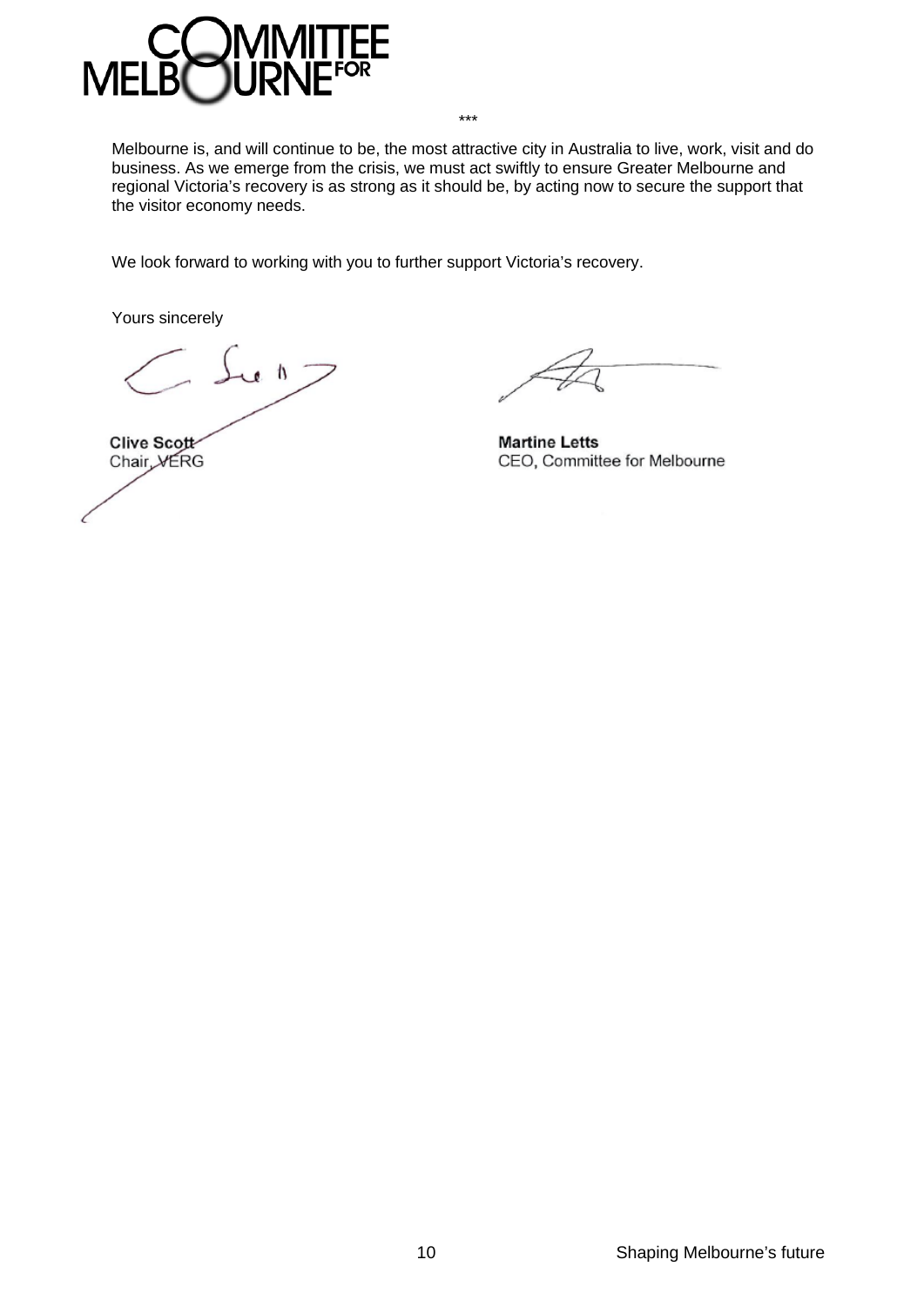\*\*\*

Melbourne is, and will continue to be, the most attractive city in Australia to live, work, visit and do business. As we emerge from the crisis, we must act swiftly to ensure Greater Melbourne and regional Victoria's recovery is as strong as it should be, by acting now to secure the support that the visitor economy needs.

We look forward to working with you to further support Victoria's recovery.

Yours sincerely

**Clive Scott**
Chair, VERG

**Martine Letts**
CEO, Committee for Melbourne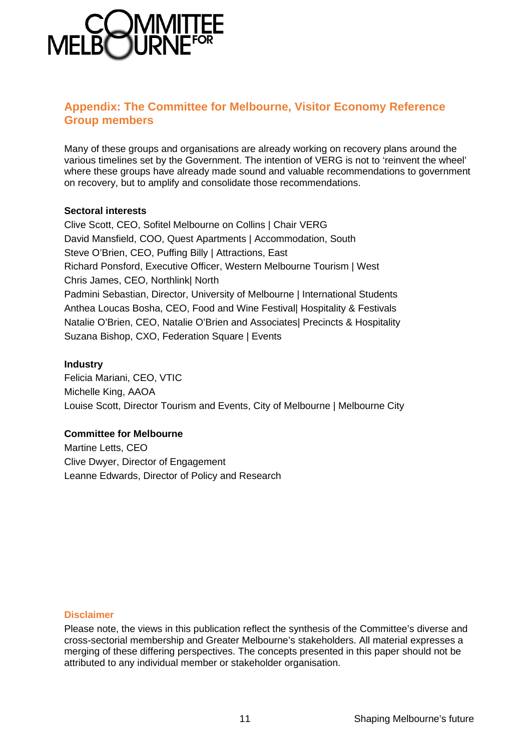## Appendix: The Committee for Melbourne, Visitor Economy Reference Group members

Many of these groups and organisations are already working on recovery plans around the various timelines set by the Government. The intention of VERG is not to 'reinvent the wheel' where these groups have already made sound and valuable recommendations to government on recovery, but to amplify and consolidate those recommendations.

**Sectoral interests**

Clive Scott, CEO, Sofitel Melbourne on Collins | Chair VERG
David Mansfield, COO, Quest Apartments | Accommodation, South
Steve O'Brien, CEO, Puffing Billy | Attractions, East
Richard Ponsford, Executive Officer, Western Melbourne Tourism | West
Chris James, CEO, Northlink| North
Padmini Sebastian, Director, University of Melbourne | International Students
Anthea Loucas Bosha, CEO, Food and Wine Festival| Hospitality & Festivals
Natalie O'Brien, CEO, Natalie O'Brien and Associates| Precincts & Hospitality
Suzana Bishop, CXO, Federation Square | Events

**Industry**

Felicia Mariani, CEO, VTIC
Michelle King, AAOA
Louise Scott, Director Tourism and Events, City of Melbourne | Melbourne City

**Committee for Melbourne**

Martine Letts, CEO
Clive Dwyer, Director of Engagement
Leanne Edwards, Director of Policy and Research

### Disclaimer

Please note, the views in this publication reflect the synthesis of the Committee's diverse and cross-sectorial membership and Greater Melbourne's stakeholders. All material expresses a merging of these differing perspectives. The concepts presented in this paper should not be attributed to any individual member or stakeholder organisation.